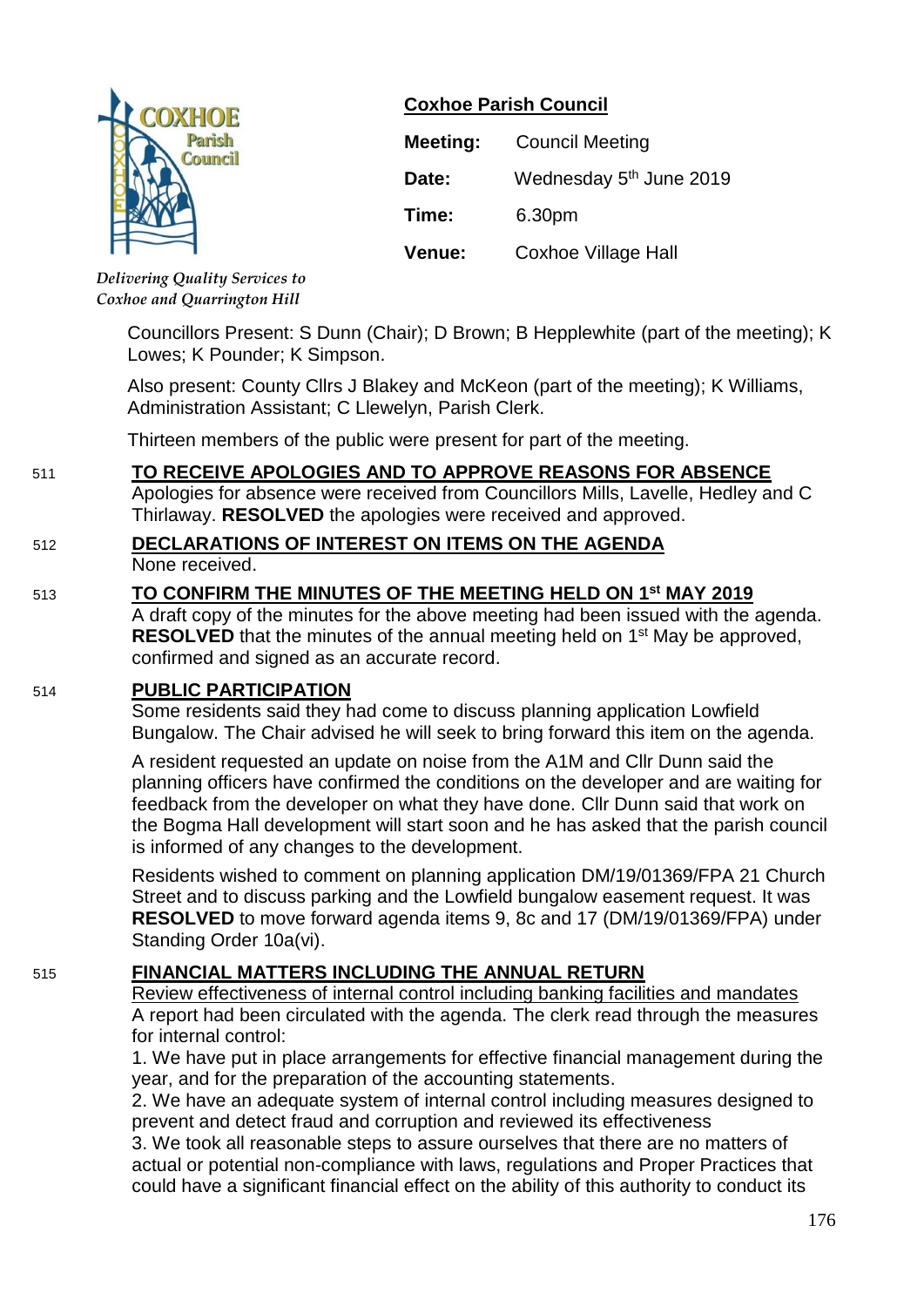## Coxhoe Parish Council

*Delivering Quality Services to Coxhoe and Quarrington Hill*

| | |
|---|---|
| **Meeting:** | Council Meeting |
| **Date:** | Wednesday 5th June 2019 |
| **Time:** | 6.30pm |
| **Venue:** | Coxhoe Village Hall |

Councillors Present: S Dunn (Chair); D Brown; B Hepplewhite (part of the meeting); K Lowes; K Pounder; K Simpson.

Also present: County Cllrs J Blakey and McKeon (part of the meeting); K Williams, Administration Assistant; C Llewelyn, Parish Clerk.

Thirteen members of the public were present for part of the meeting.

511 **TO RECEIVE APOLOGIES AND TO APPROVE REASONS FOR ABSENCE**

Apologies for absence were received from Councillors Mills, Lavelle, Hedley and C Thirlaway. **RESOLVED** the apologies were received and approved.

512 **DECLARATIONS OF INTEREST ON ITEMS ON THE AGENDA**

None received.

513 **TO CONFIRM THE MINUTES OF THE MEETING HELD ON 1st MAY 2019**

A draft copy of the minutes for the above meeting had been issued with the agenda. **RESOLVED** that the minutes of the annual meeting held on 1st May be approved, confirmed and signed as an accurate record.

514 **PUBLIC PARTICIPATION**

Some residents said they had come to discuss planning application Lowfield Bungalow. The Chair advised he will seek to bring forward this item on the agenda.

A resident requested an update on noise from the A1M and Cllr Dunn said the planning officers have confirmed the conditions on the developer and are waiting for feedback from the developer on what they have done. Cllr Dunn said that work on the Bogma Hall development will start soon and he has asked that the parish council is informed of any changes to the development.

Residents wished to comment on planning application DM/19/01369/FPA 21 Church Street and to discuss parking and the Lowfield bungalow easement request. It was **RESOLVED** to move forward agenda items 9, 8c and 17 (DM/19/01369/FPA) under Standing Order 10a(vi).

515 **FINANCIAL MATTERS INCLUDING THE ANNUAL RETURN**

Review effectiveness of internal control including banking facilities and mandates

A report had been circulated with the agenda. The clerk read through the measures for internal control:

1. We have put in place arrangements for effective financial management during the year, and for the preparation of the accounting statements.
2. We have an adequate system of internal control including measures designed to prevent and detect fraud and corruption and reviewed its effectiveness
3. We took all reasonable steps to assure ourselves that there are no matters of actual or potential non-compliance with laws, regulations and Proper Practices that could have a significant financial effect on the ability of this authority to conduct its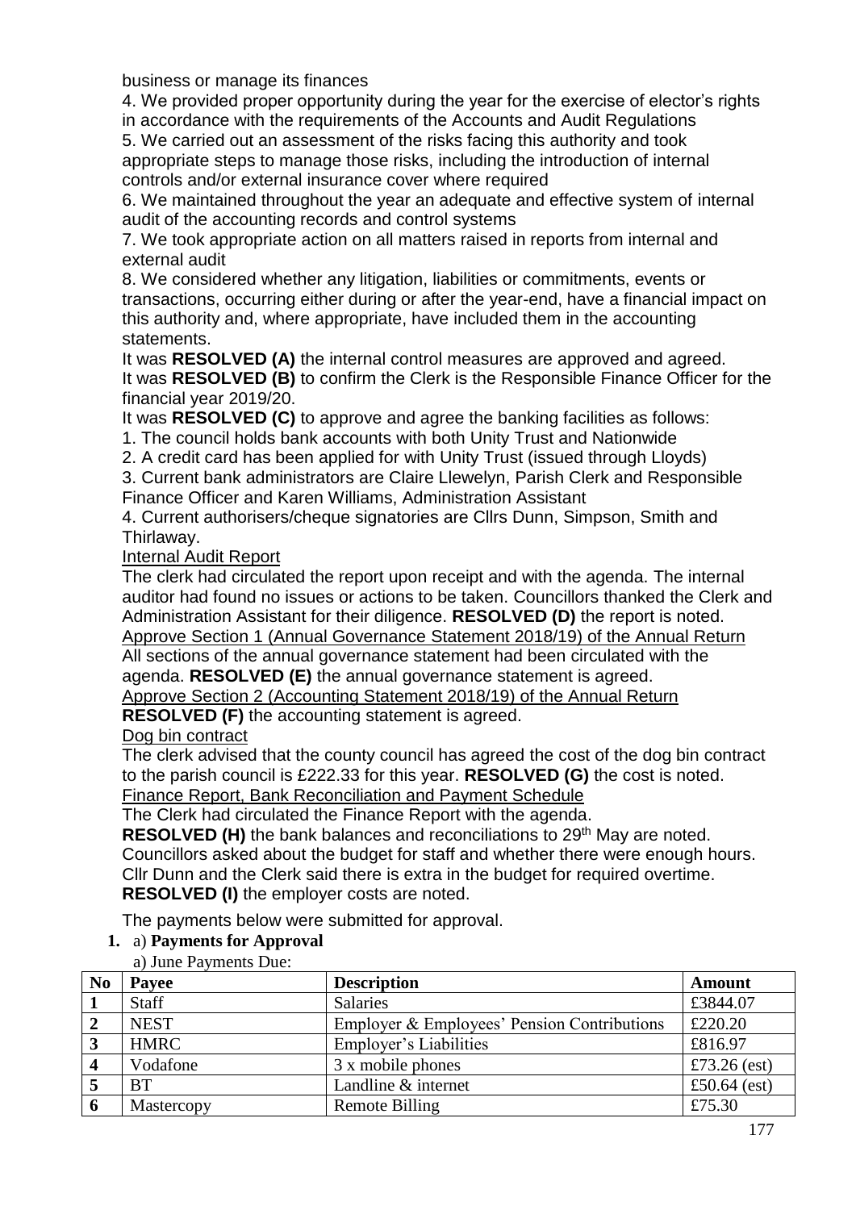business or manage its finances

4. We provided proper opportunity during the year for the exercise of elector's rights in accordance with the requirements of the Accounts and Audit Regulations

5. We carried out an assessment of the risks facing this authority and took appropriate steps to manage those risks, including the introduction of internal controls and/or external insurance cover where required

6. We maintained throughout the year an adequate and effective system of internal audit of the accounting records and control systems

7. We took appropriate action on all matters raised in reports from internal and external audit

8. We considered whether any litigation, liabilities or commitments, events or transactions, occurring either during or after the year-end, have a financial impact on this authority and, where appropriate, have included them in the accounting statements.

It was **RESOLVED (A)** the internal control measures are approved and agreed.

It was **RESOLVED (B)** to confirm the Clerk is the Responsible Finance Officer for the financial year 2019/20.

It was **RESOLVED (C)** to approve and agree the banking facilities as follows:

1. The council holds bank accounts with both Unity Trust and Nationwide
2. A credit card has been applied for with Unity Trust (issued through Lloyds)
3. Current bank administrators are Claire Llewelyn, Parish Clerk and Responsible Finance Officer and Karen Williams, Administration Assistant
4. Current authorisers/cheque signatories are Cllrs Dunn, Simpson, Smith and Thirlaway.

Internal Audit Report

The clerk had circulated the report upon receipt and with the agenda. The internal auditor had found no issues or actions to be taken. Councillors thanked the Clerk and Administration Assistant for their diligence. **RESOLVED (D)** the report is noted.

Approve Section 1 (Annual Governance Statement 2018/19) of the Annual Return

All sections of the annual governance statement had been circulated with the agenda. **RESOLVED (E)** the annual governance statement is agreed.

Approve Section 2 (Accounting Statement 2018/19) of the Annual Return

**RESOLVED (F)** the accounting statement is agreed.

Dog bin contract

The clerk advised that the county council has agreed the cost of the dog bin contract to the parish council is £222.33 for this year. **RESOLVED (G)** the cost is noted.

Finance Report, Bank Reconciliation and Payment Schedule

The Clerk had circulated the Finance Report with the agenda.

**RESOLVED (H)** the bank balances and reconciliations to 29th May are noted.

Councillors asked about the budget for staff and whether there were enough hours. Cllr Dunn and the Clerk said there is extra in the budget for required overtime.

**RESOLVED (I)** the employer costs are noted.

The payments below were submitted for approval.

1. a) **Payments for Approval**

a) June Payments Due:

| No | Payee | Description | Amount |
|---|---|---|---|
| 1 | Staff | Salaries | £3844.07 |
| 2 | NEST | Employer & Employees' Pension Contributions | £220.20 |
| 3 | HMRC | Employer's Liabilities | £816.97 |
| 4 | Vodafone | 3 x mobile phones | £73.26 (est) |
| 5 | BT | Landline & internet | £50.64 (est) |
| 6 | Mastercopy | Remote Billing | £75.30 |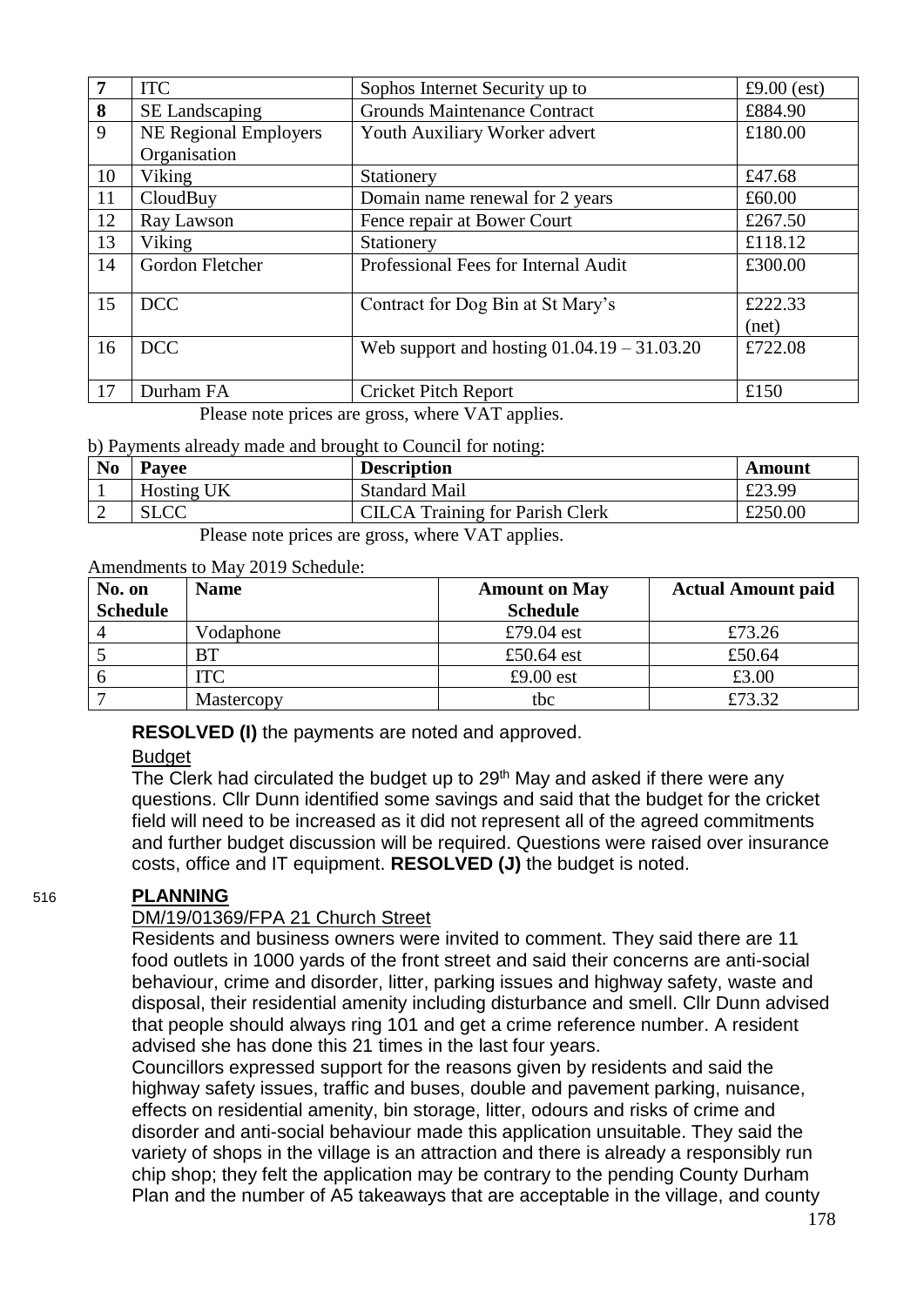| 7 | ITC | Sophos Internet Security up to | £9.00 (est) |
|---|---|---|---|
| 8 | SE Landscaping | Grounds Maintenance Contract | £884.90 |
| 9 | NE Regional Employers Organisation | Youth Auxiliary Worker advert | £180.00 |
| 10 | Viking | Stationery | £47.68 |
| 11 | CloudBuy | Domain name renewal for 2 years | £60.00 |
| 12 | Ray Lawson | Fence repair at Bower Court | £267.50 |
| 13 | Viking | Stationery | £118.12 |
| 14 | Gordon Fletcher | Professional Fees for Internal Audit | £300.00 |
| 15 | DCC | Contract for Dog Bin at St Mary's | £222.33 (net) |
| 16 | DCC | Web support and hosting 01.04.19 – 31.03.20 | £722.08 |
| 17 | Durham FA | Cricket Pitch Report | £150 |

Please note prices are gross, where VAT applies.

b) Payments already made and brought to Council for noting:

| No | Payee | Description | Amount |
|---|---|---|---|
| 1 | Hosting UK | Standard Mail | £23.99 |
| 2 | SLCC | CILCA Training for Parish Clerk | £250.00 |

Please note prices are gross, where VAT applies.

Amendments to May 2019 Schedule:

| No. on Schedule | Name | Amount on May Schedule | Actual Amount paid |
|---|---|---|---|
| 4 | Vodaphone | £79.04 est | £73.26 |
| 5 | BT | £50.64 est | £50.64 |
| 6 | ITC | £9.00 est | £3.00 |
| 7 | Mastercopy | tbc | £73.32 |

**RESOLVED (I)** the payments are noted and approved.

Budget

The Clerk had circulated the budget up to 29th May and asked if there were any questions. Cllr Dunn identified some savings and said that the budget for the cricket field will need to be increased as it did not represent all of the agreed commitments and further budget discussion will be required. Questions were raised over insurance costs, office and IT equipment. **RESOLVED (J)** the budget is noted.

516 **PLANNING**

DM/19/01369/FPA 21 Church Street

Residents and business owners were invited to comment. They said there are 11 food outlets in 1000 yards of the front street and said their concerns are anti-social behaviour, crime and disorder, litter, parking issues and highway safety, waste and disposal, their residential amenity including disturbance and smell. Cllr Dunn advised that people should always ring 101 and get a crime reference number. A resident advised she has done this 21 times in the last four years.

Councillors expressed support for the reasons given by residents and said the highway safety issues, traffic and buses, double and pavement parking, nuisance, effects on residential amenity, bin storage, litter, odours and risks of crime and disorder and anti-social behaviour made this application unsuitable. They said the variety of shops in the village is an attraction and there is already a responsibly run chip shop; they felt the application may be contrary to the pending County Durham Plan and the number of A5 takeaways that are acceptable in the village, and county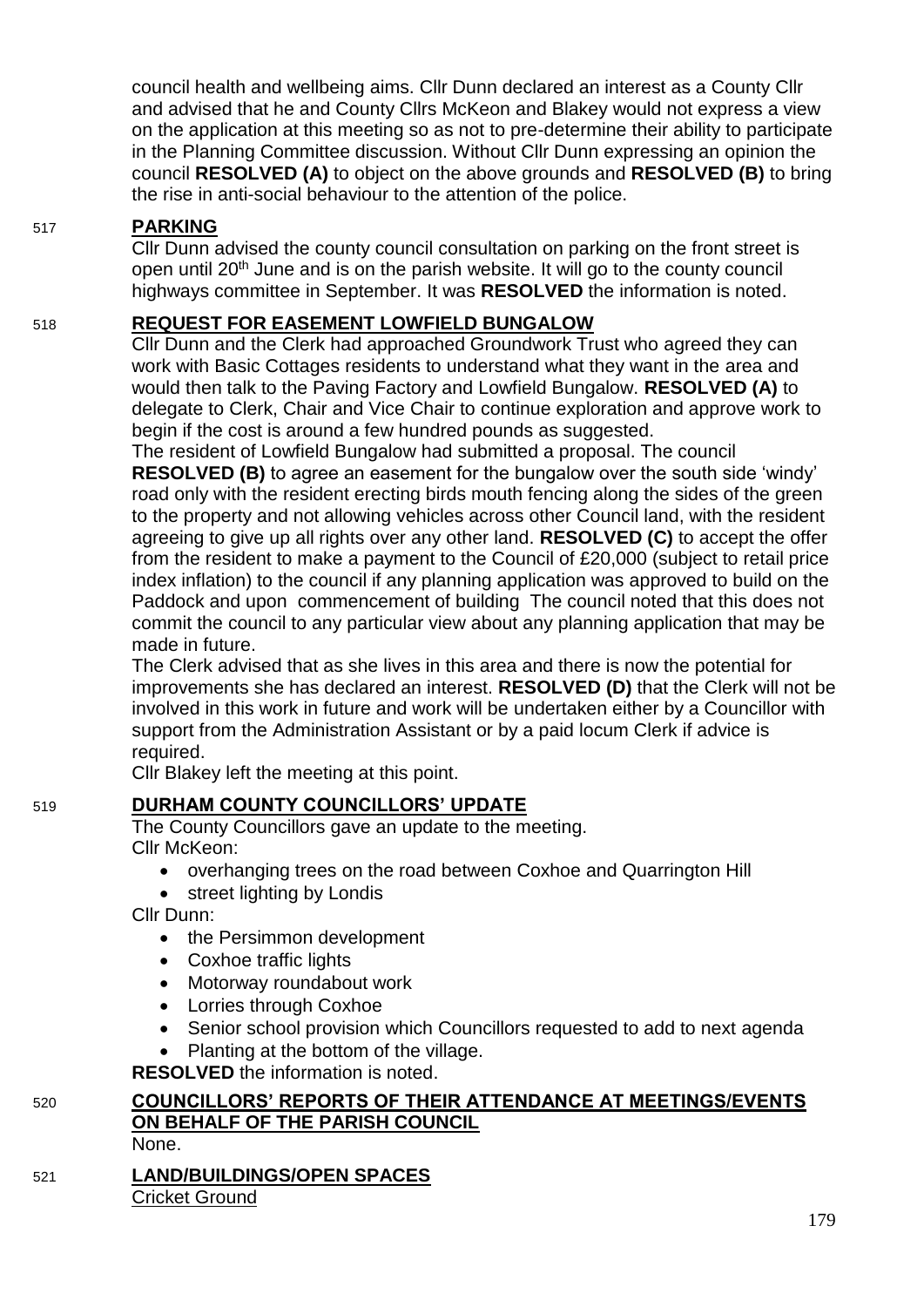council health and wellbeing aims. Cllr Dunn declared an interest as a County Cllr and advised that he and County Cllrs McKeon and Blakey would not express a view on the application at this meeting so as not to pre-determine their ability to participate in the Planning Committee discussion. Without Cllr Dunn expressing an opinion the council **RESOLVED (A)** to object on the above grounds and **RESOLVED (B)** to bring the rise in anti-social behaviour to the attention of the police.

517 **PARKING**

Cllr Dunn advised the county council consultation on parking on the front street is open until 20th June and is on the parish website. It will go to the county council highways committee in September. It was **RESOLVED** the information is noted.

518 **REQUEST FOR EASEMENT LOWFIELD BUNGALOW**

Cllr Dunn and the Clerk had approached Groundwork Trust who agreed they can work with Basic Cottages residents to understand what they want in the area and would then talk to the Paving Factory and Lowfield Bungalow. **RESOLVED (A)** to delegate to Clerk, Chair and Vice Chair to continue exploration and approve work to begin if the cost is around a few hundred pounds as suggested.

The resident of Lowfield Bungalow had submitted a proposal. The council **RESOLVED (B)** to agree an easement for the bungalow over the south side 'windy' road only with the resident erecting birds mouth fencing along the sides of the green to the property and not allowing vehicles across other Council land, with the resident agreeing to give up all rights over any other land. **RESOLVED (C)** to accept the offer from the resident to make a payment to the Council of £20,000 (subject to retail price index inflation) to the council if any planning application was approved to build on the Paddock and upon commencement of building The council noted that this does not commit the council to any particular view about any planning application that may be made in future.

The Clerk advised that as she lives in this area and there is now the potential for improvements she has declared an interest. **RESOLVED (D)** that the Clerk will not be involved in this work in future and work will be undertaken either by a Councillor with support from the Administration Assistant or by a paid locum Clerk if advice is required.

Cllr Blakey left the meeting at this point.

519 **DURHAM COUNTY COUNCILLORS' UPDATE**

The County Councillors gave an update to the meeting.

Cllr McKeon:

- overhanging trees on the road between Coxhoe and Quarrington Hill
- street lighting by Londis

Cllr Dunn:

- the Persimmon development
- Coxhoe traffic lights
- Motorway roundabout work
- Lorries through Coxhoe
- Senior school provision which Councillors requested to add to next agenda
- Planting at the bottom of the village.

**RESOLVED** the information is noted.

520 **COUNCILLORS' REPORTS OF THEIR ATTENDANCE AT MEETINGS/EVENTS ON BEHALF OF THE PARISH COUNCIL**

None.

521 **LAND/BUILDINGS/OPEN SPACES**

Cricket Ground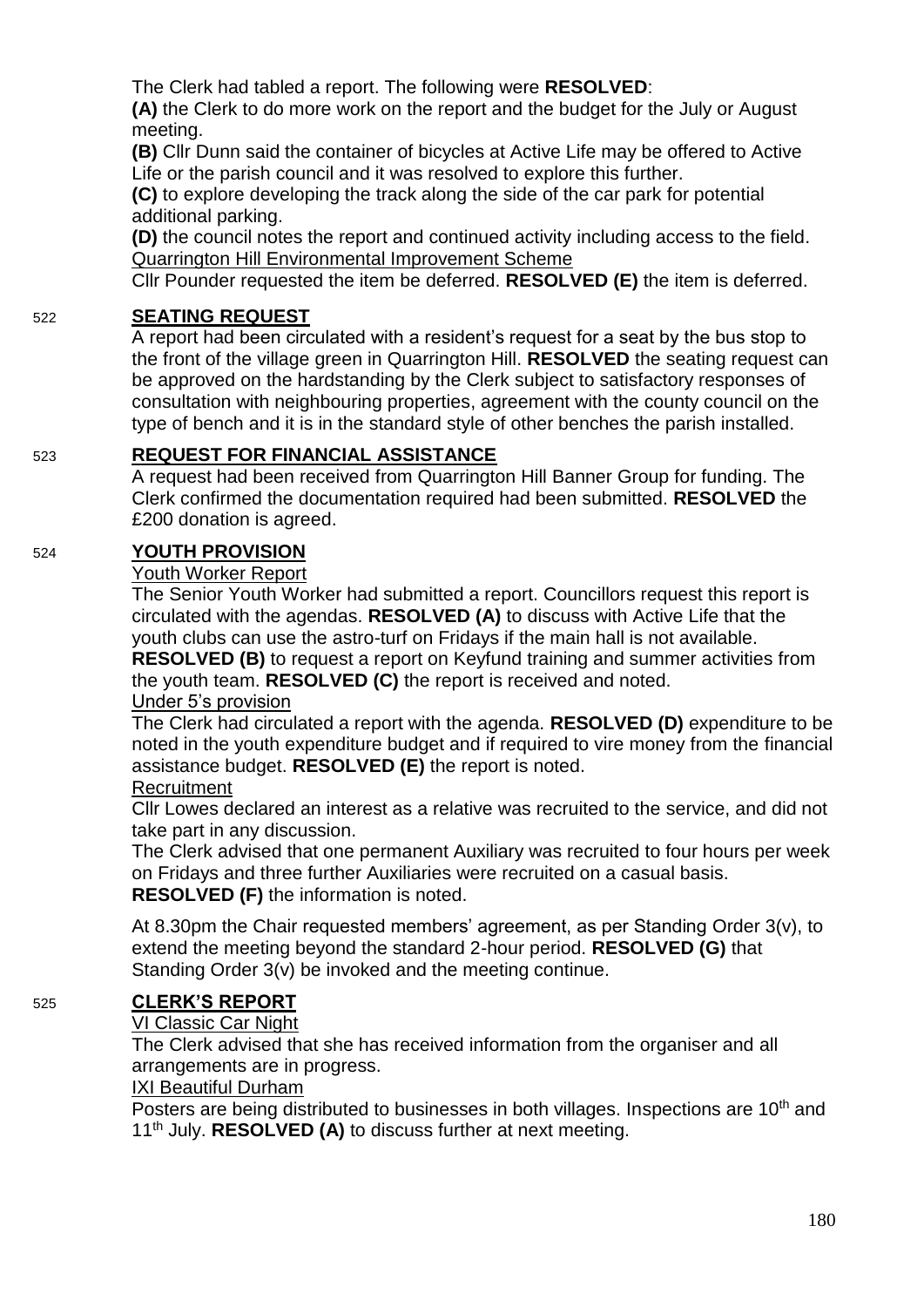The Clerk had tabled a report. The following were **RESOLVED**:

**(A)** the Clerk to do more work on the report and the budget for the July or August meeting.

**(B)** Cllr Dunn said the container of bicycles at Active Life may be offered to Active Life or the parish council and it was resolved to explore this further.

**(C)** to explore developing the track along the side of the car park for potential additional parking.

**(D)** the council notes the report and continued activity including access to the field.

Quarrington Hill Environmental Improvement Scheme

Cllr Pounder requested the item be deferred. **RESOLVED (E)** the item is deferred.

522 **SEATING REQUEST**

A report had been circulated with a resident's request for a seat by the bus stop to the front of the village green in Quarrington Hill. **RESOLVED** the seating request can be approved on the hardstanding by the Clerk subject to satisfactory responses of consultation with neighbouring properties, agreement with the county council on the type of bench and it is in the standard style of other benches the parish installed.

523 **REQUEST FOR FINANCIAL ASSISTANCE**

A request had been received from Quarrington Hill Banner Group for funding. The Clerk confirmed the documentation required had been submitted. **RESOLVED** the £200 donation is agreed.

524 **YOUTH PROVISION**

Youth Worker Report

The Senior Youth Worker had submitted a report. Councillors request this report is circulated with the agendas. **RESOLVED (A)** to discuss with Active Life that the youth clubs can use the astro-turf on Fridays if the main hall is not available. **RESOLVED (B)** to request a report on Keyfund training and summer activities from the youth team. **RESOLVED (C)** the report is received and noted.

Under 5's provision

The Clerk had circulated a report with the agenda. **RESOLVED (D)** expenditure to be noted in the youth expenditure budget and if required to vire money from the financial assistance budget. **RESOLVED (E)** the report is noted.

Recruitment

Cllr Lowes declared an interest as a relative was recruited to the service, and did not take part in any discussion.

The Clerk advised that one permanent Auxiliary was recruited to four hours per week on Fridays and three further Auxiliaries were recruited on a casual basis. **RESOLVED (F)** the information is noted.

At 8.30pm the Chair requested members' agreement, as per Standing Order 3(v), to extend the meeting beyond the standard 2-hour period. **RESOLVED (G)** that Standing Order 3(v) be invoked and the meeting continue.

525 **CLERK'S REPORT**

VI Classic Car Night

The Clerk advised that she has received information from the organiser and all arrangements are in progress.

IXI Beautiful Durham

Posters are being distributed to businesses in both villages. Inspections are 10th and 11th July. **RESOLVED (A)** to discuss further at next meeting.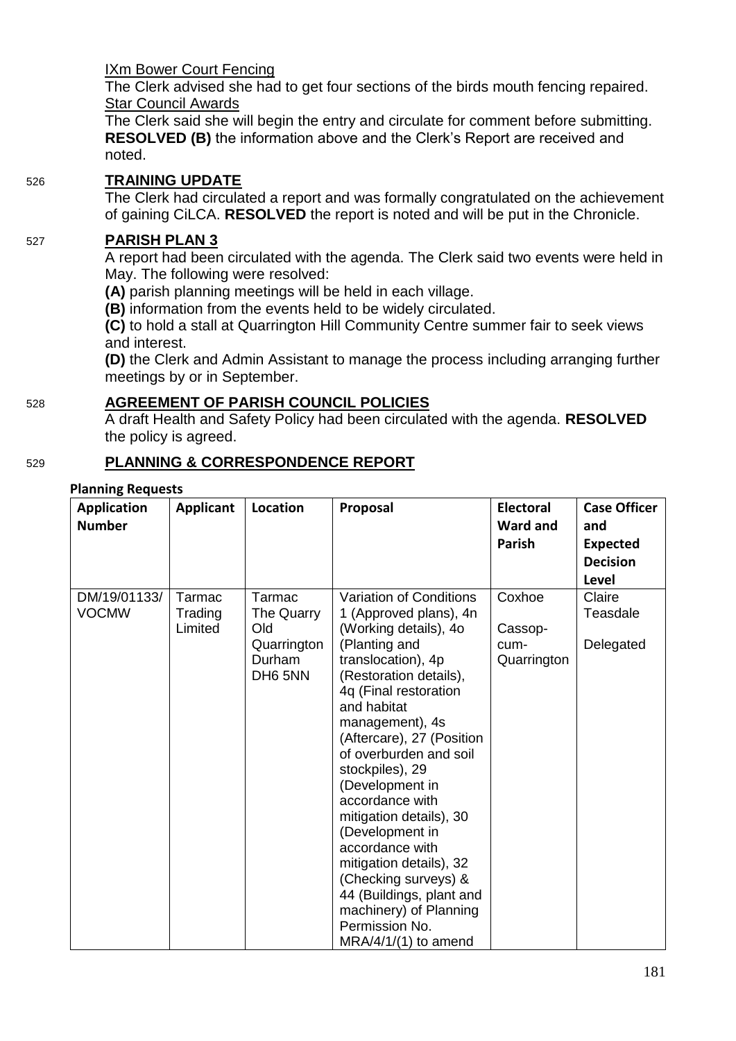IXm Bower Court Fencing

The Clerk advised she had to get four sections of the birds mouth fencing repaired.

Star Council Awards

The Clerk said she will begin the entry and circulate for comment before submitting. **RESOLVED (B)** the information above and the Clerk's Report are received and noted.

526 **TRAINING UPDATE**

The Clerk had circulated a report and was formally congratulated on the achievement of gaining CiLCA. **RESOLVED** the report is noted and will be put in the Chronicle.

527 **PARISH PLAN 3**

A report had been circulated with the agenda. The Clerk said two events were held in May. The following were resolved:

**(A)** parish planning meetings will be held in each village.

**(B)** information from the events held to be widely circulated.

**(C)** to hold a stall at Quarrington Hill Community Centre summer fair to seek views and interest.

**(D)** the Clerk and Admin Assistant to manage the process including arranging further meetings by or in September.

528 **AGREEMENT OF PARISH COUNCIL POLICIES**

A draft Health and Safety Policy had been circulated with the agenda. **RESOLVED** the policy is agreed.

529 **PLANNING & CORRESPONDENCE REPORT**

**Planning Requests**

| Application Number | Applicant | Location | Proposal | Electoral Ward and Parish | Case Officer and Expected Decision Level |
|---|---|---|---|---|---|
| DM/19/01133/VOCMW | Tarmac Trading Limited | Tarmac The Quarry Old Quarrington Durham DH6 5NN | Variation of Conditions 1 (Approved plans), 4n (Working details), 4o (Planting and translocation), 4p (Restoration details), 4q (Final restoration and habitat management), 4s (Aftercare), 27 (Position of overburden and soil stockpiles), 29 (Development in accordance with mitigation details), 30 (Development in accordance with mitigation details), 32 (Checking surveys) & 44 (Buildings, plant and machinery) of Planning Permission No. MRA/4/1/(1) to amend | Coxhoe Cassop-cum-Quarrington | Claire Teasdale Delegated |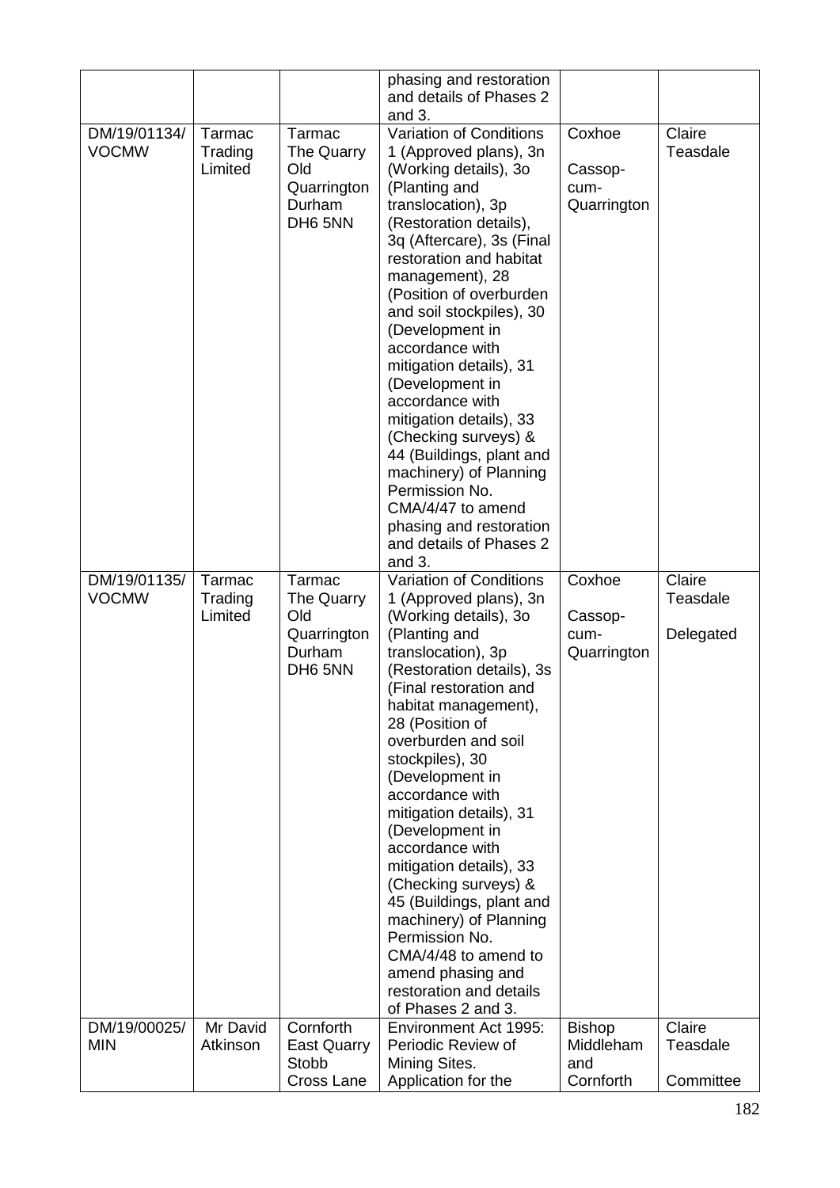| | | | phasing and restoration and details of Phases 2 and 3. | | |
|---|---|---|---|---|---|
| DM/19/01134/VOCMW | Tarmac Trading Limited | Tarmac The Quarry Old Quarrington Durham DH6 5NN | Variation of Conditions 1 (Approved plans), 3n (Working details), 3o (Planting and translocation), 3p (Restoration details), 3q (Aftercare), 3s (Final restoration and habitat management), 28 (Position of overburden and soil stockpiles), 30 (Development in accordance with mitigation details), 31 (Development in accordance with mitigation details), 33 (Checking surveys) & 44 (Buildings, plant and machinery) of Planning Permission No. CMA/4/47 to amend phasing and restoration and details of Phases 2 and 3. | Coxhoe Cassop-cum-Quarrington | Claire Teasdale |
| DM/19/01135/VOCMW | Tarmac Trading Limited | Tarmac The Quarry Old Quarrington Durham DH6 5NN | Variation of Conditions 1 (Approved plans), 3n (Working details), 3o (Planting and translocation), 3p (Restoration details), 3s (Final restoration and habitat management), 28 (Position of overburden and soil stockpiles), 30 (Development in accordance with mitigation details), 31 (Development in accordance with mitigation details), 33 (Checking surveys) & 45 (Buildings, plant and machinery) of Planning Permission No. CMA/4/48 to amend to amend phasing and restoration and details of Phases 2 and 3. | Coxhoe Cassop-cum-Quarrington | Claire Teasdale Delegated |
| DM/19/00025/MIN | Mr David Atkinson | Cornforth East Quarry Stobb Cross Lane | Environment Act 1995: Periodic Review of Mining Sites. Application for the | Bishop Middleham and Cornforth | Claire Teasdale Committee |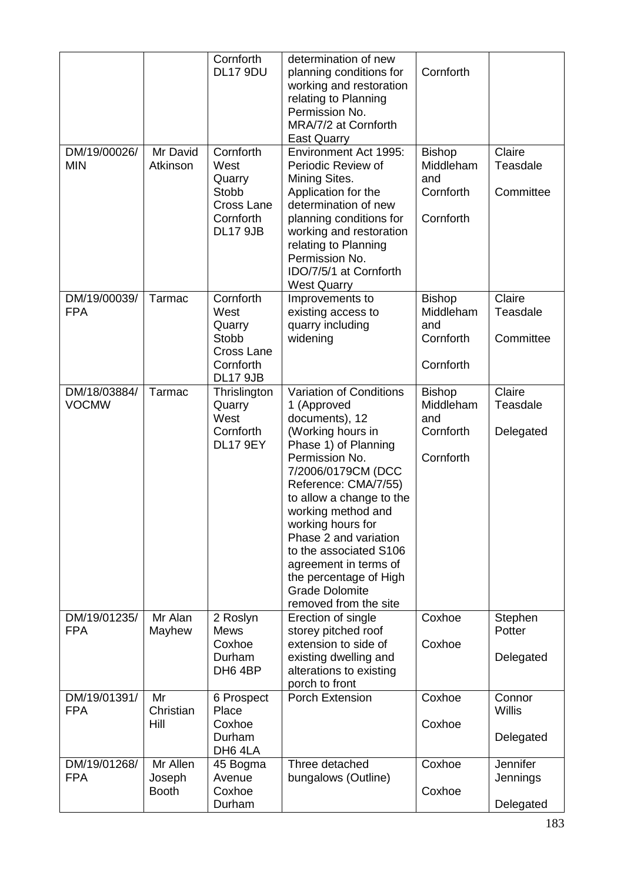| | | Cornforth DL17 9DU | determination of new planning conditions for working and restoration relating to Planning Permission No. MRA/7/2 at Cornforth East Quarry | Cornforth | |
|---|---|---|---|---|---|
| DM/19/00026/MIN | Mr David Atkinson | Cornforth West Quarry Stobb Cross Lane Cornforth DL17 9JB | Environment Act 1995: Periodic Review of Mining Sites. Application for the determination of new planning conditions for working and restoration relating to Planning Permission No. IDO/7/5/1 at Cornforth West Quarry | Bishop Middleham and Cornforth Cornforth | Claire Teasdale Committee |
| DM/19/00039/FPA | Tarmac | Cornforth West Quarry Stobb Cross Lane Cornforth DL17 9JB | Improvements to existing access to quarry including widening | Bishop Middleham and Cornforth Cornforth | Claire Teasdale Committee |
| DM/18/03884/VOCMW | Tarmac | Thrislington Quarry West Cornforth DL17 9EY | Variation of Conditions 1 (Approved documents), 12 (Working hours in Phase 1) of Planning Permission No. 7/2006/0179CM (DCC Reference: CMA/7/55) to allow a change to the working method and working hours for Phase 2 and variation to the associated S106 agreement in terms of the percentage of High Grade Dolomite removed from the site | Bishop Middleham and Cornforth Cornforth | Claire Teasdale Delegated |
| DM/19/01235/FPA | Mr Alan Mayhew | 2 Roslyn Mews Coxhoe Durham DH6 4BP | Erection of single storey pitched roof extension to side of existing dwelling and alterations to existing porch to front | Coxhoe Coxhoe | Stephen Potter Delegated |
| DM/19/01391/FPA | Mr Christian Hill | 6 Prospect Place Coxhoe Durham DH6 4LA | Porch Extension | Coxhoe Coxhoe | Connor Willis Delegated |
| DM/19/01268/FPA | Mr Allen Joseph Booth | 45 Bogma Avenue Coxhoe Durham | Three detached bungalows (Outline) | Coxhoe Coxhoe | Jennifer Jennings Delegated |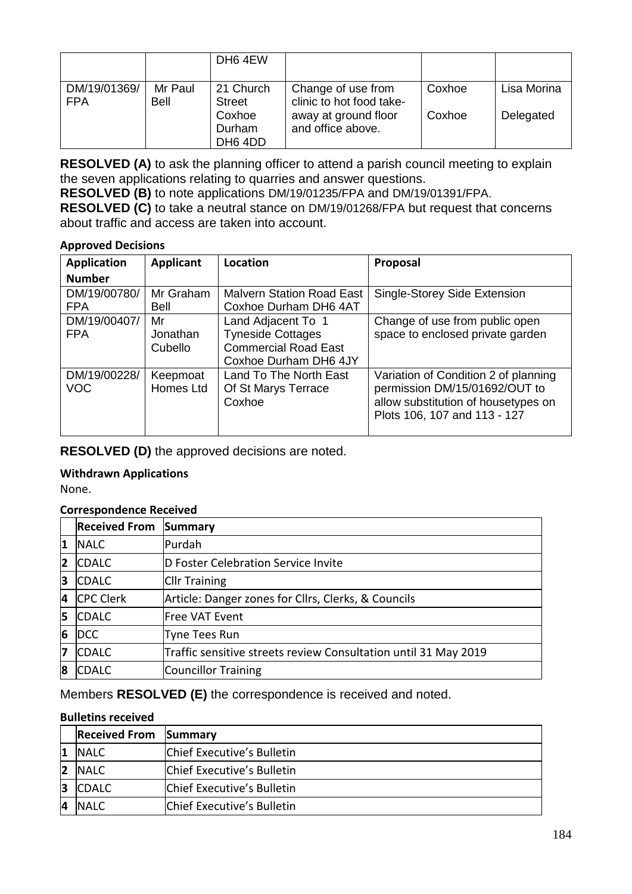| | | DH6 4EW | | | |
|---|---|---|---|---|---|
| DM/19/01369/ FPA | Mr Paul Bell | 21 Church Street Coxhoe Durham DH6 4DD | Change of use from clinic to hot food take-away at ground floor and office above. | Coxhoe Coxhoe | Lisa Morina Delegated |

**RESOLVED (A)** to ask the planning officer to attend a parish council meeting to explain the seven applications relating to quarries and answer questions.
**RESOLVED (B)** to note applications DM/19/01235/FPA and DM/19/01391/FPA.
**RESOLVED (C)** to take a neutral stance on DM/19/01268/FPA but request that concerns about traffic and access are taken into account.

**Approved Decisions**

| Application Number | Applicant | Location | Proposal |
|---|---|---|---|
| DM/19/00780/ FPA | Mr Graham Bell | Malvern Station Road East Coxhoe Durham DH6 4AT | Single-Storey Side Extension |
| DM/19/00407/ FPA | Mr Jonathan Cubello | Land Adjacent To 1 Tyneside Cottages Commercial Road East Coxhoe Durham DH6 4JY | Change of use from public open space to enclosed private garden |
| DM/19/00228/ VOC | Keepmoat Homes Ltd | Land To The North East Of St Marys Terrace Coxhoe | Variation of Condition 2 of planning permission DM/15/01692/OUT to allow substitution of housetypes on Plots 106, 107 and 113 - 127 |

**RESOLVED (D)** the approved decisions are noted.

**Withdrawn Applications**

None.

**Correspondence Received**

| | Received From | Summary |
|---|---|---|
| 1 | NALC | Purdah |
| 2 | CDALC | D Foster Celebration Service Invite |
| 3 | CDALC | Cllr Training |
| 4 | CPC Clerk | Article: Danger zones for Cllrs, Clerks, & Councils |
| 5 | CDALC | Free VAT Event |
| 6 | DCC | Tyne Tees Run |
| 7 | CDALC | Traffic sensitive streets review Consultation until 31 May 2019 |
| 8 | CDALC | Councillor Training |

Members **RESOLVED (E)** the correspondence is received and noted.

**Bulletins received**

| | Received From | Summary |
|---|---|---|
| 1 | NALC | Chief Executive's Bulletin |
| 2 | NALC | Chief Executive's Bulletin |
| 3 | CDALC | Chief Executive's Bulletin |
| 4 | NALC | Chief Executive's Bulletin |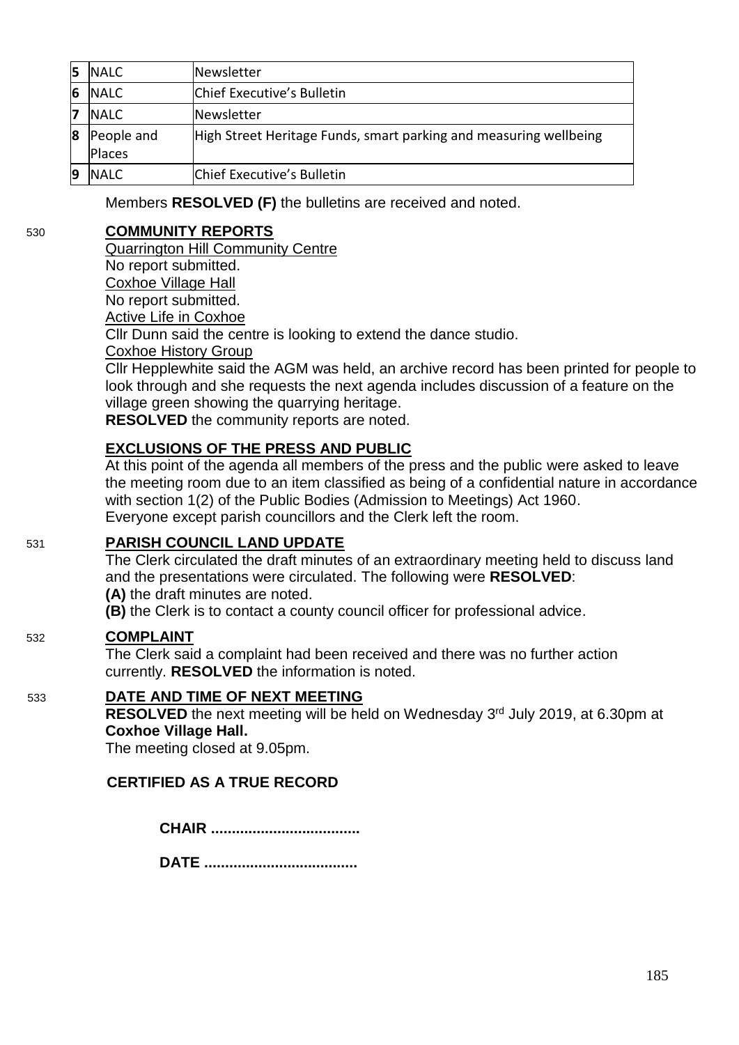| | | |
|---|---|---|
| 5 | NALC | Newsletter |
| 6 | NALC | Chief Executive's Bulletin |
| 7 | NALC | Newsletter |
| 8 | People and Places | High Street Heritage Funds, smart parking and measuring wellbeing |
| 9 | NALC | Chief Executive's Bulletin |

Members **RESOLVED (F)** the bulletins are received and noted.

530 **COMMUNITY REPORTS**

Quarrington Hill Community Centre
No report submitted.
Coxhoe Village Hall
No report submitted.
Active Life in Coxhoe
Cllr Dunn said the centre is looking to extend the dance studio.
Coxhoe History Group
Cllr Hepplewhite said the AGM was held, an archive record has been printed for people to look through and she requests the next agenda includes discussion of a feature on the village green showing the quarrying heritage.
**RESOLVED** the community reports are noted.

**EXCLUSIONS OF THE PRESS AND PUBLIC**

At this point of the agenda all members of the press and the public were asked to leave the meeting room due to an item classified as being of a confidential nature in accordance with section 1(2) of the Public Bodies (Admission to Meetings) Act 1960.
Everyone except parish councillors and the Clerk left the room.

531 **PARISH COUNCIL LAND UPDATE**

The Clerk circulated the draft minutes of an extraordinary meeting held to discuss land and the presentations were circulated. The following were **RESOLVED**:
**(A)** the draft minutes are noted.
**(B)** the Clerk is to contact a county council officer for professional advice.

532 **COMPLAINT**

The Clerk said a complaint had been received and there was no further action currently. **RESOLVED** the information is noted.

533 **DATE AND TIME OF NEXT MEETING**

**RESOLVED** the next meeting will be held on Wednesday 3rd July 2019, at 6.30pm at **Coxhoe Village Hall.**
The meeting closed at 9.05pm.

**CERTIFIED AS A TRUE RECORD**

**CHAIR ...................................**

**DATE ....................................**